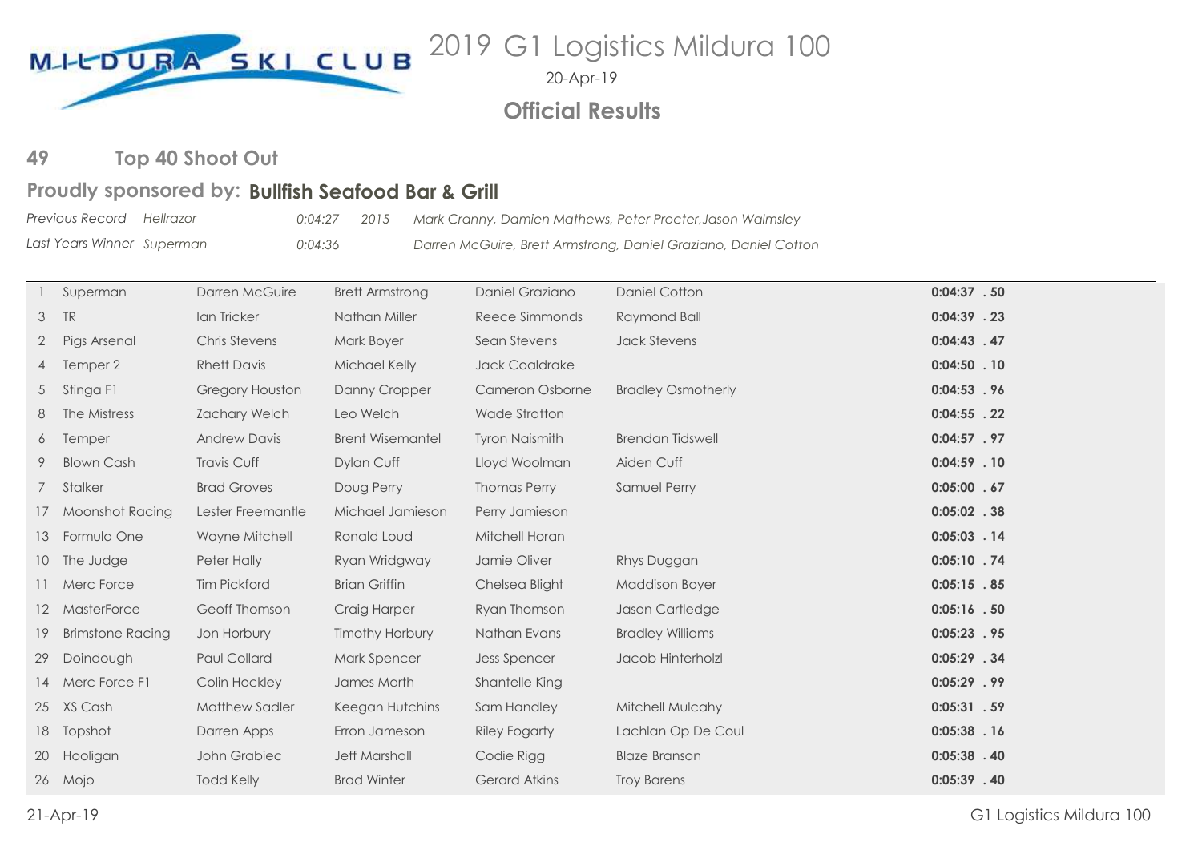# 2019 G1 Logistics Mildura 100

20-Apr-19

## Official Results

### 49 Top 40 Shoot Out

**Proudly sponsored by: Bullfish Seafood Bar & Grill**

*Previous Record Hellrazor 0:04:27 2015 Mark Cranny, Damien Mathews, Peter Procter, Jason Walmsley*

*Last Years Winner Superman 0:04:36 Darren McGuire, Brett Armstrong, Daniel Graziano, Daniel Cotton*

| No. | Boat | Driver | Observer | Crew | Crew | Time |
|---|---|---|---|---|---|---|
| 1 | Superman | Darren McGuire | Brett Armstrong | Daniel Graziano | Daniel Cotton | **0:04:37 .50** |
| 3 | TR | Ian Tricker | Nathan Miller | Reece Simmonds | Raymond Ball | **0:04:39 .23** |
| 2 | Pigs Arsenal | Chris Stevens | Mark Boyer | Sean Stevens | Jack Stevens | **0:04:43 .47** |
| 4 | Temper 2 | Rhett Davis | Michael Kelly | Jack Coaldrake | | **0:04:50 .10** |
| 5 | Stinga F1 | Gregory Houston | Danny Cropper | Cameron Osborne | Bradley Osmotherly | **0:04:53 .96** |
| 8 | The Mistress | Zachary Welch | Leo Welch | Wade Stratton | | **0:04:55 .22** |
| 6 | Temper | Andrew Davis | Brent Wisemantel | Tyron Naismith | Brendan Tidswell | **0:04:57 .97** |
| 9 | Blown Cash | Travis Cuff | Dylan Cuff | Lloyd Woolman | Aiden Cuff | **0:04:59 .10** |
| 7 | Stalker | Brad Groves | Doug Perry | Thomas Perry | Samuel Perry | **0:05:00 .67** |
| 17 | Moonshot Racing | Lester Freemantle | Michael Jamieson | Perry Jamieson | | **0:05:02 .38** |
| 13 | Formula One | Wayne Mitchell | Ronald Loud | Mitchell Horan | | **0:05:03 .14** |
| 10 | The Judge | Peter Hally | Ryan Wridgway | Jamie Oliver | Rhys Duggan | **0:05:10 .74** |
| 11 | Merc Force | Tim Pickford | Brian Griffin | Chelsea Blight | Maddison Boyer | **0:05:15 .85** |
| 12 | MasterForce | Geoff Thomson | Craig Harper | Ryan Thomson | Jason Cartledge | **0:05:16 .50** |
| 19 | Brimstone Racing | Jon Horbury | Timothy Horbury | Nathan Evans | Bradley Williams | **0:05:23 .95** |
| 29 | Doindough | Paul Collard | Mark Spencer | Jess Spencer | Jacob Hinterholzl | **0:05:29 .34** |
| 14 | Merc Force F1 | Colin Hockley | James Marth | Shantelle King | | **0:05:29 .99** |
| 25 | XS Cash | Matthew Sadler | Keegan Hutchins | Sam Handley | Mitchell Mulcahy | **0:05:31 .59** |
| 18 | Topshot | Darren Apps | Erron Jameson | Riley Fogarty | Lachlan Op De Coul | **0:05:38 .16** |
| 20 | Hooligan | John Grabiec | Jeff Marshall | Codie Rigg | Blaze Branson | **0:05:38 .40** |
| 26 | Mojo | Todd Kelly | Brad Winter | Gerard Atkins | Troy Barens | **0:05:39 .40** |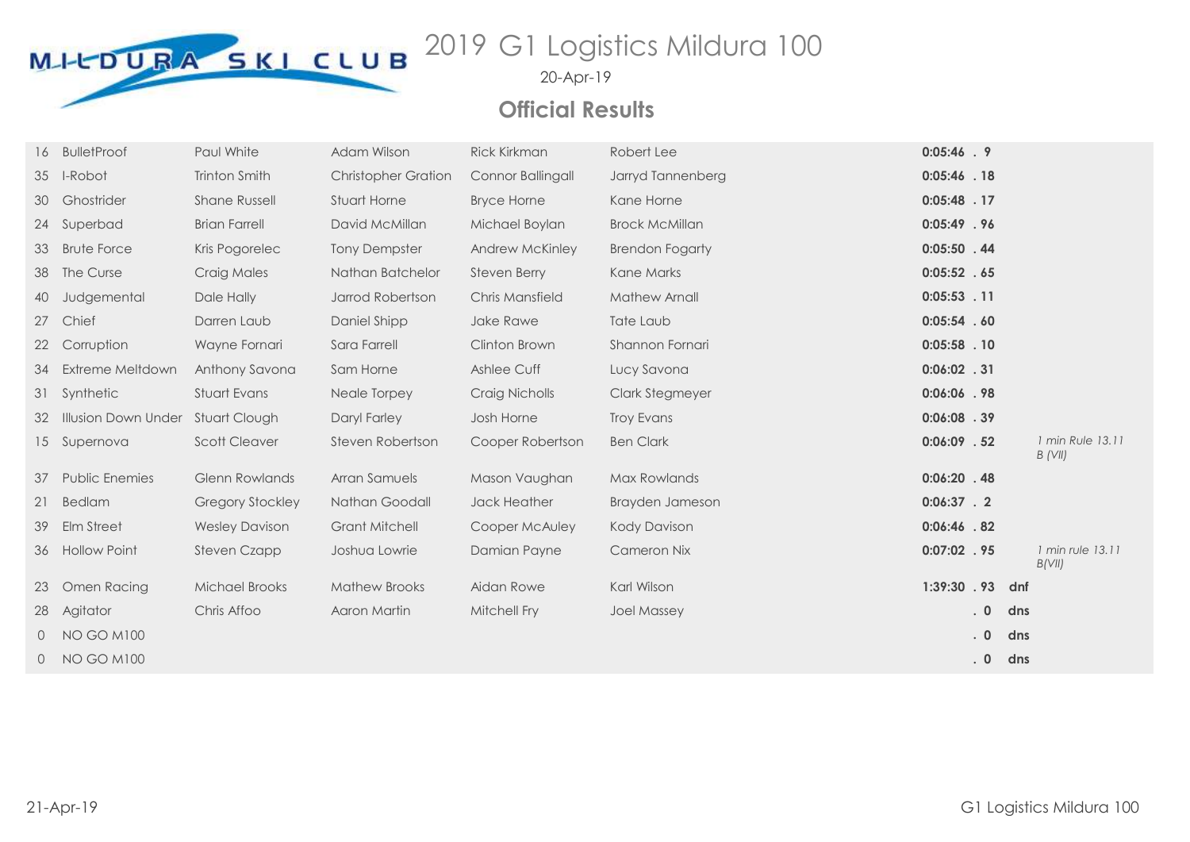# 2019 G1 Logistics Mildura 100

20-Apr-19

## Official Results

| | | | | | | | | |
|---|---|---|---|---|---|---|---|---|
| 16 | BulletProof | Paul White | Adam Wilson | Rick Kirkman | Robert Lee | **0:05:46 . 9** | | |
| 35 | I-Robot | Trinton Smith | Christopher Gration | Connor Ballingall | Jarryd Tannenberg | **0:05:46 . 18** | | |
| 30 | Ghostrider | Shane Russell | Stuart Horne | Bryce Horne | Kane Horne | **0:05:48 . 17** | | |
| 24 | Superbad | Brian Farrell | David McMillan | Michael Boylan | Brock McMillan | **0:05:49 . 96** | | |
| 33 | Brute Force | Kris Pogorelec | Tony Dempster | Andrew McKinley | Brendon Fogarty | **0:05:50 . 44** | | |
| 38 | The Curse | Craig Males | Nathan Batchelor | Steven Berry | Kane Marks | **0:05:52 . 65** | | |
| 40 | Judgemental | Dale Hally | Jarrod Robertson | Chris Mansfield | Mathew Arnall | **0:05:53 . 11** | | |
| 27 | Chief | Darren Laub | Daniel Shipp | Jake Rawe | Tate Laub | **0:05:54 . 60** | | |
| 22 | Corruption | Wayne Fornari | Sara Farrell | Clinton Brown | Shannon Fornari | **0:05:58 . 10** | | |
| 34 | Extreme Meltdown | Anthony Savona | Sam Horne | Ashlee Cuff | Lucy Savona | **0:06:02 . 31** | | |
| 31 | Synthetic | Stuart Evans | Neale Torpey | Craig Nicholls | Clark Stegmeyer | **0:06:06 . 98** | | |
| 32 | Illusion Down Under | Stuart Clough | Daryl Farley | Josh Horne | Troy Evans | **0:06:08 . 39** | | |
| 15 | Supernova | Scott Cleaver | Steven Robertson | Cooper Robertson | Ben Clark | **0:06:09 . 52** | | *1 min Rule 13.11 B (VII)* |
| 37 | Public Enemies | Glenn Rowlands | Arran Samuels | Mason Vaughan | Max Rowlands | **0:06:20 . 48** | | |
| 21 | Bedlam | Gregory Stockley | Nathan Goodall | Jack Heather | Brayden Jameson | **0:06:37 . 2** | | |
| 39 | Elm Street | Wesley Davison | Grant Mitchell | Cooper McAuley | Kody Davison | **0:06:46 . 82** | | |
| 36 | Hollow Point | Steven Czapp | Joshua Lowrie | Damian Payne | Cameron Nix | **0:07:02 . 95** | | *1 min rule 13.11 B(VII)* |
| 23 | Omen Racing | Michael Brooks | Mathew Brooks | Aidan Rowe | Karl Wilson | **1:39:30 . 93** | **dnf** | |
| 28 | Agitator | Chris Affoo | Aaron Martin | Mitchell Fry | Joel Massey | **. 0** | **dns** | |
| 0 | NO GO M100 | | | | | **. 0** | **dns** | |
| 0 | NO GO M100 | | | | | **. 0** | **dns** | |

21-Apr-19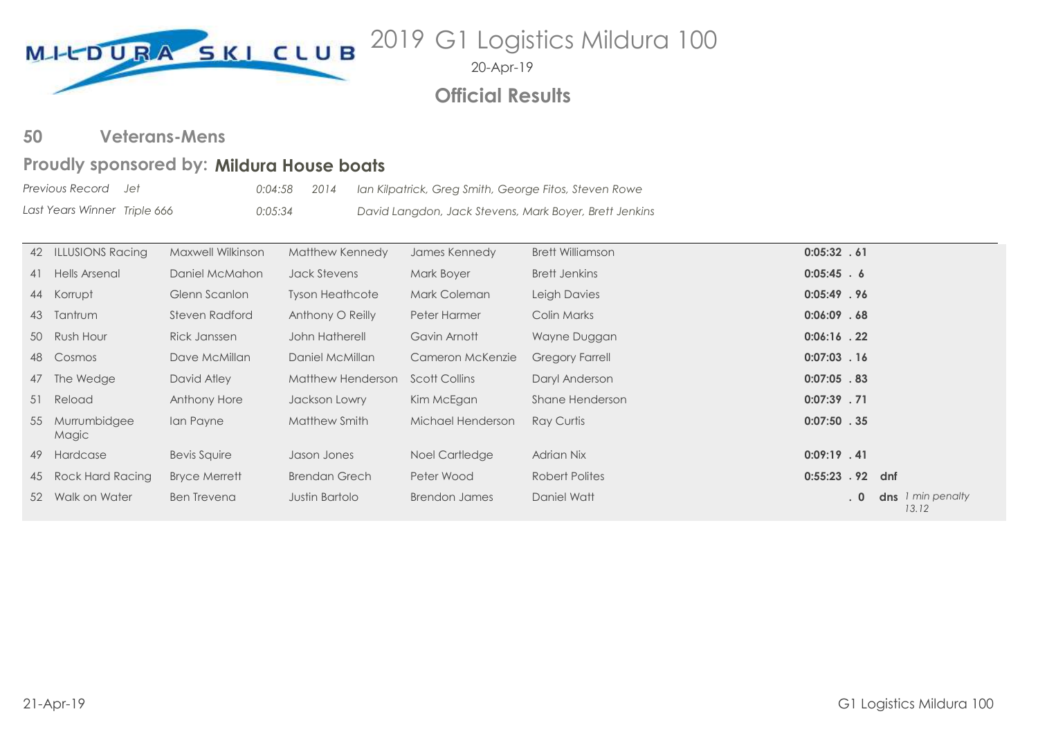# 2019 G1 Logistics Mildura 100

20-Apr-19

## Official Results

## 50 Veterans-Mens

### Proudly sponsored by: Mildura House boats

| | | | | |
|---|---|---|---|---|
| *Previous Record* | *Jet* | *0:04:58* | *2014* | *Ian Kilpatrick, Greg Smith, George Fitos, Steven Rowe* |
| *Last Years Winner* | *Triple 666* | *0:05:34* | | *David Langdon, Jack Stevens, Mark Boyer, Brett Jenkins* |

| No. | Boat | Driver | Observer | Observer | Observer | Time | Status | Notes |
|---|---|---|---|---|---|---|---|---|
| 42 | ILLUSIONS Racing | Maxwell Wilkinson | Matthew Kennedy | James Kennedy | Brett Williamson | **0:05:32 . 61** | | |
| 41 | Hells Arsenal | Daniel McMahon | Jack Stevens | Mark Boyer | Brett Jenkins | **0:05:45 . 6** | | |
| 44 | Korrupt | Glenn Scanlon | Tyson Heathcote | Mark Coleman | Leigh Davies | **0:05:49 . 96** | | |
| 43 | Tantrum | Steven Radford | Anthony O Reilly | Peter Harmer | Colin Marks | **0:06:09 . 68** | | |
| 50 | Rush Hour | Rick Janssen | John Hatherell | Gavin Arnott | Wayne Duggan | **0:06:16 . 22** | | |
| 48 | Cosmos | Dave McMillan | Daniel McMillan | Cameron McKenzie | Gregory Farrell | **0:07:03 . 16** | | |
| 47 | The Wedge | David Atley | Matthew Henderson | Scott Collins | Daryl Anderson | **0:07:05 . 83** | | |
| 51 | Reload | Anthony Hore | Jackson Lowry | Kim McEgan | Shane Henderson | **0:07:39 . 71** | | |
| 55 | Murrumbidgee Magic | Ian Payne | Matthew Smith | Michael Henderson | Ray Curtis | **0:07:50 . 35** | | |
| 49 | Hardcase | Bevis Squire | Jason Jones | Noel Cartledge | Adrian Nix | **0:09:19 . 41** | | |
| 45 | Rock Hard Racing | Bryce Merrett | Brendan Grech | Peter Wood | Robert Polites | **0:55:23 . 92** | **dnf** | |
| 52 | Walk on Water | Ben Trevena | Justin Bartolo | Brendon James | Daniel Watt | **. 0** | **dns** | *1 min penalty 13.12* |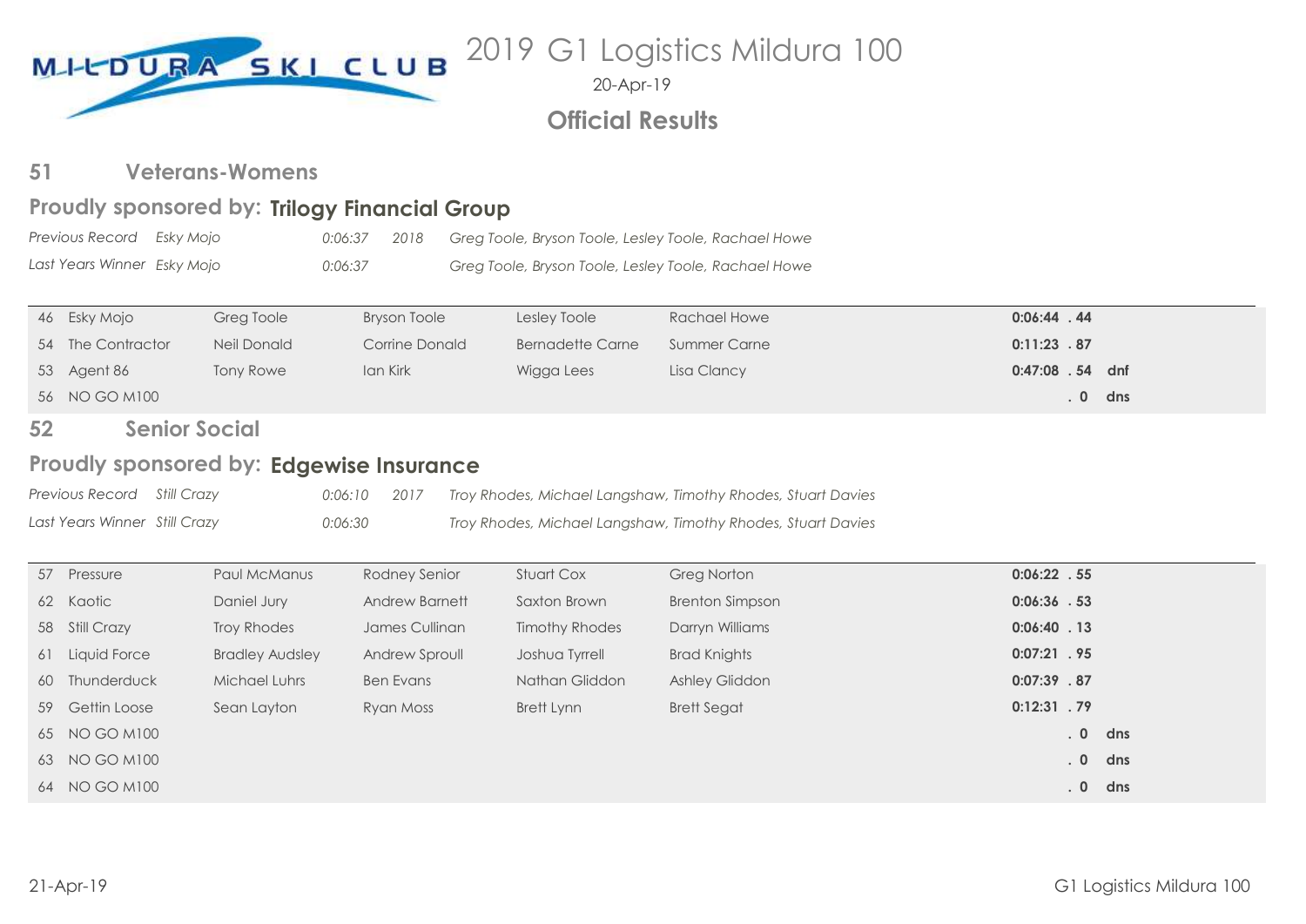# 2019 G1 Logistics Mildura 100

20-Apr-19

**Official Results**

## 51 Veterans-Womens

### Proudly sponsored by: Trilogy Financial Group

*Previous Record Esky Mojo 0:06:37 2018 Greg Toole, Bryson Toole, Lesley Toole, Rachael Howe*

*Last Years Winner Esky Mojo 0:06:37 Greg Toole, Bryson Toole, Lesley Toole, Rachael Howe*

| No. | Team | | | | | Time | | |
|---|---|---|---|---|---|---|---|---|
| 46 | Esky Mojo | Greg Toole | Bryson Toole | Lesley Toole | Rachael Howe | **0:06:44** | **. 44** | |
| 54 | The Contractor | Neil Donald | Corrine Donald | Bernadette Carne | Summer Carne | **0:11:23** | **. 87** | |
| 53 | Agent 86 | Tony Rowe | Ian Kirk | Wigga Lees | Lisa Clancy | **0:47:08** | **. 54** | **dnf** |
| 56 | NO GO M100 | | | | | | **. 0** | **dns** |

## 52 Senior Social

### Proudly sponsored by: Edgewise Insurance

*Previous Record Still Crazy 0:06:10 2017 Troy Rhodes, Michael Langshaw, Timothy Rhodes, Stuart Davies*

*Last Years Winner Still Crazy 0:06:30 Troy Rhodes, Michael Langshaw, Timothy Rhodes, Stuart Davies*

| No. | Team | | | | | Time | | |
|---|---|---|---|---|---|---|---|---|
| 57 | Pressure | Paul McManus | Rodney Senior | Stuart Cox | Greg Norton | **0:06:22** | **. 55** | |
| 62 | Kaotic | Daniel Jury | Andrew Barnett | Saxton Brown | Brenton Simpson | **0:06:36** | **. 53** | |
| 58 | Still Crazy | Troy Rhodes | James Cullinan | Timothy Rhodes | Darryn Williams | **0:06:40** | **. 13** | |
| 61 | Liquid Force | Bradley Audsley | Andrew Sproull | Joshua Tyrrell | Brad Knights | **0:07:21** | **. 95** | |
| 60 | Thunderduck | Michael Luhrs | Ben Evans | Nathan Gliddon | Ashley Gliddon | **0:07:39** | **. 87** | |
| 59 | Gettin Loose | Sean Layton | Ryan Moss | Brett Lynn | Brett Segat | **0:12:31** | **. 79** | |
| 65 | NO GO M100 | | | | | | **. 0** | **dns** |
| 63 | NO GO M100 | | | | | | **. 0** | **dns** |
| 64 | NO GO M100 | | | | | | **. 0** | **dns** |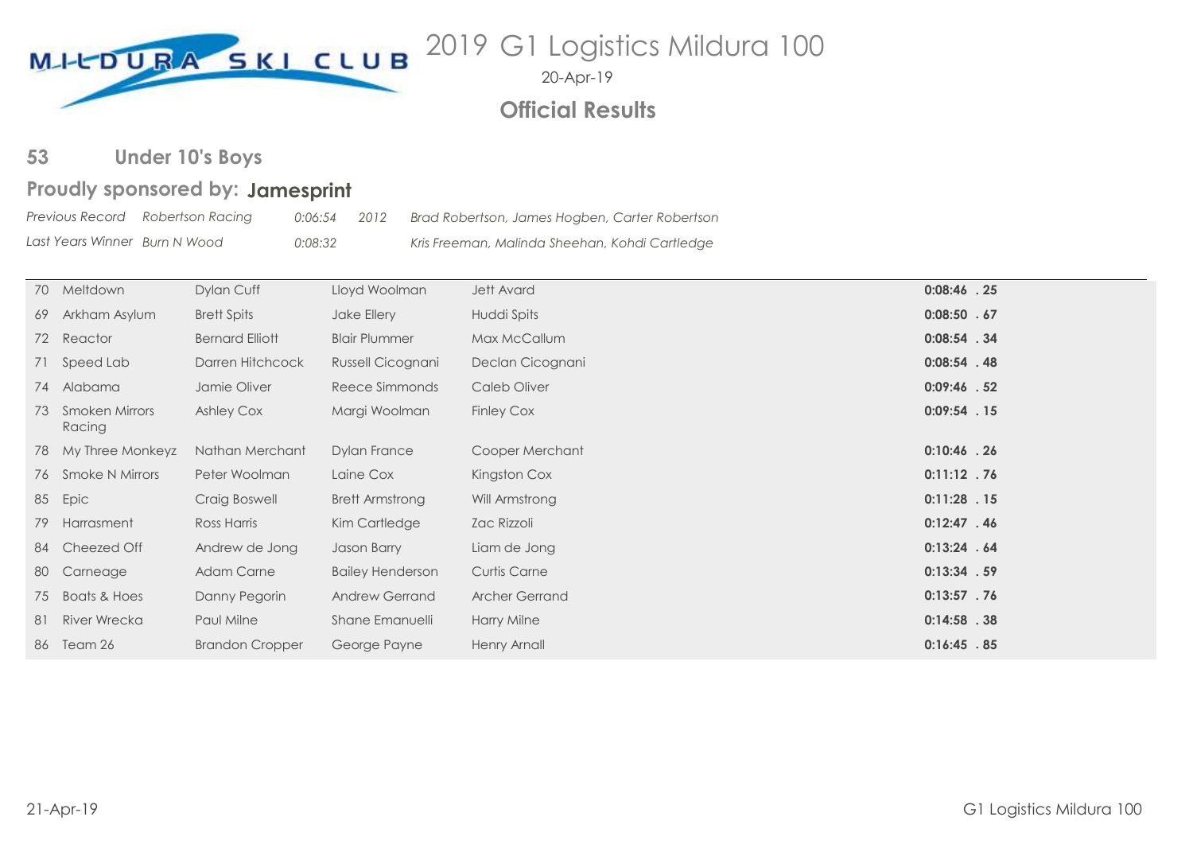# 2019 G1 Logistics Mildura 100

20-Apr-19

## Official Results

### 53 Under 10's Boys

### Proudly sponsored by: **Jamesprint**

*Previous Record Robertson Racing 0:06:54 2012 Brad Robertson, James Hogben, Carter Robertson*

*Last Years Winner Burn N Wood 0:08:32 Kris Freeman, Malinda Sheehan, Kohdi Cartledge*

| No. | Team | Driver | Observer | Skier | Time |
|---|---|---|---|---|---|
| 70 | Meltdown | Dylan Cuff | Lloyd Woolman | Jett Avard | **0:08:46 . 25** |
| 69 | Arkham Asylum | Brett Spits | Jake Ellery | Huddi Spits | **0:08:50 . 67** |
| 72 | Reactor | Bernard Elliott | Blair Plummer | Max McCallum | **0:08:54 . 34** |
| 71 | Speed Lab | Darren Hitchcock | Russell Cicognani | Declan Cicognani | **0:08:54 . 48** |
| 74 | Alabama | Jamie Oliver | Reece Simmonds | Caleb Oliver | **0:09:46 . 52** |
| 73 | Smoken Mirrors Racing | Ashley Cox | Margi Woolman | Finley Cox | **0:09:54 . 15** |
| 78 | My Three Monkeyz | Nathan Merchant | Dylan France | Cooper Merchant | **0:10:46 . 26** |
| 76 | Smoke N Mirrors | Peter Woolman | Laine Cox | Kingston Cox | **0:11:12 . 76** |
| 85 | Epic | Craig Boswell | Brett Armstrong | Will Armstrong | **0:11:28 . 15** |
| 79 | Harrasment | Ross Harris | Kim Cartledge | Zac Rizzoli | **0:12:47 . 46** |
| 84 | Cheezed Off | Andrew de Jong | Jason Barry | Liam de Jong | **0:13:24 . 64** |
| 80 | Carneage | Adam Carne | Bailey Henderson | Curtis Carne | **0:13:34 . 59** |
| 75 | Boats & Hoes | Danny Pegorin | Andrew Gerrand | Archer Gerrand | **0:13:57 . 76** |
| 81 | River Wrecka | Paul Milne | Shane Emanuelli | Harry Milne | **0:14:58 . 38** |
| 86 | Team 26 | Brandon Cropper | George Payne | Henry Arnall | **0:16:45 . 85** |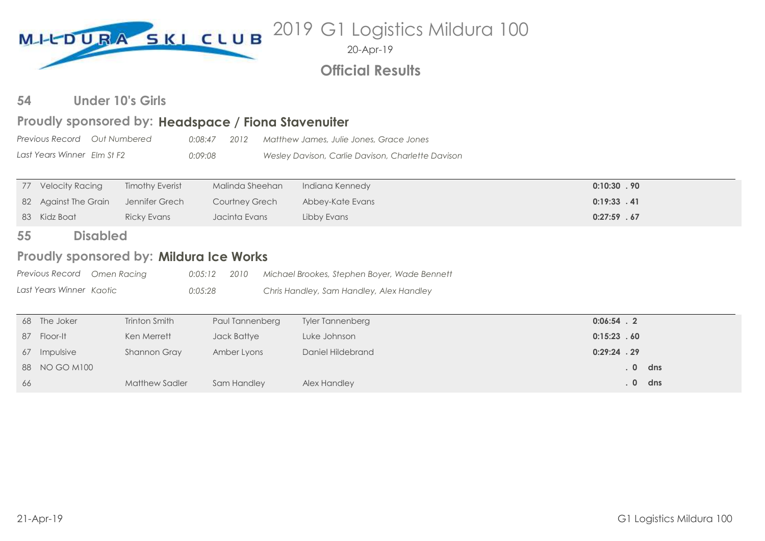# 2019 G1 Logistics Mildura 100

20-Apr-19

**Official Results**

## 54 Under 10's Girls

### Proudly sponsored by: **Headspace / Fiona Stavenuiter**

*Previous Record Out Numbered 0:08:47 2012 Matthew James, Julie Jones, Grace Jones*

*Last Years Winner Elm St F2 0:09:08 Wesley Davison, Carlie Davison, Charlette Davison*

| | | | | | | |
|---|---|---|---|---|---|---|
| 77 | Velocity Racing | Timothy Everist | Malinda Sheehan | Indiana Kennedy | **0:10:30 . 90** | |
| 82 | Against The Grain | Jennifer Grech | Courtney Grech | Abbey-Kate Evans | **0:19:33 . 41** | |
| 83 | Kidz Boat | Ricky Evans | Jacinta Evans | Libby Evans | **0:27:59 . 67** | |

## 55 Disabled

### Proudly sponsored by: **Mildura Ice Works**

*Previous Record Omen Racing 0:05:12 2010 Michael Brookes, Stephen Boyer, Wade Bennett*

*Last Years Winner Kaotic 0:05:28 Chris Handley, Sam Handley, Alex Handley*

| | | | | | | |
|---|---|---|---|---|---|---|
| 68 | The Joker | Trinton Smith | Paul Tannenberg | Tyler Tannenberg | **0:06:54 . 2** | |
| 87 | Floor-It | Ken Merrett | Jack Battye | Luke Johnson | **0:15:23 . 60** | |
| 67 | Impulsive | Shannon Gray | Amber Lyons | Daniel Hildebrand | **0:29:24 . 29** | |
| 88 | NO GO M100 | | | | **. 0** | **dns** |
| 66 | | Matthew Sadler | Sam Handley | Alex Handley | **. 0** | **dns** |